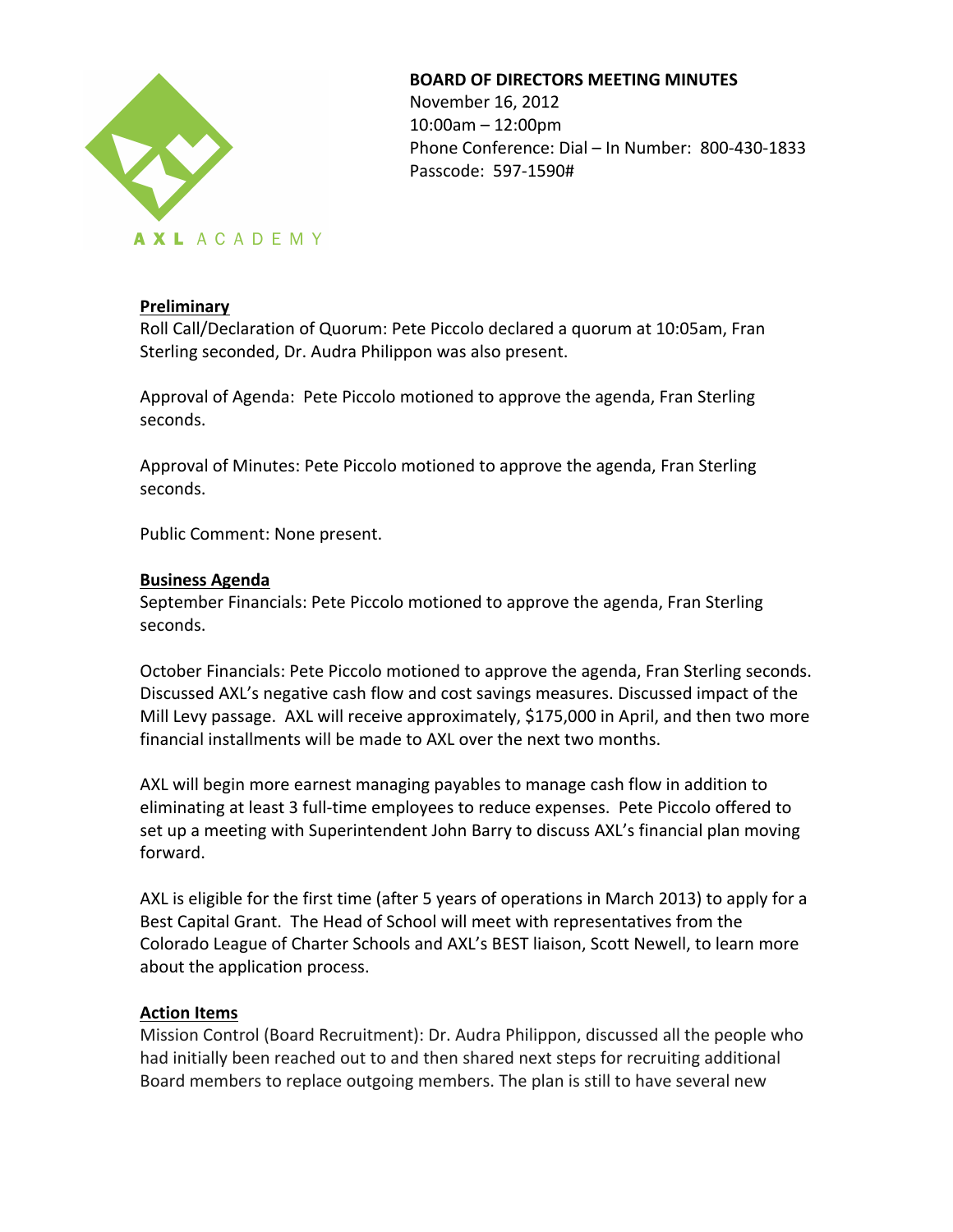AXL ACADEMY

**BOARD OF DIRECTORS MEETING MINUTES**
November 16, 2012
10:00am – 12:00pm
Phone Conference: Dial – In Number: 800-430-1833
Passcode: 597-1590#

## Preliminary

Roll Call/Declaration of Quorum: Pete Piccolo declared a quorum at 10:05am, Fran Sterling seconded, Dr. Audra Philippon was also present.

Approval of Agenda: Pete Piccolo motioned to approve the agenda, Fran Sterling seconds.

Approval of Minutes: Pete Piccolo motioned to approve the agenda, Fran Sterling seconds.

Public Comment: None present.

## Business Agenda

September Financials: Pete Piccolo motioned to approve the agenda, Fran Sterling seconds.

October Financials: Pete Piccolo motioned to approve the agenda, Fran Sterling seconds. Discussed AXL's negative cash flow and cost savings measures. Discussed impact of the Mill Levy passage. AXL will receive approximately, $175,000 in April, and then two more financial installments will be made to AXL over the next two months.

AXL will begin more earnest managing payables to manage cash flow in addition to eliminating at least 3 full-time employees to reduce expenses. Pete Piccolo offered to set up a meeting with Superintendent John Barry to discuss AXL's financial plan moving forward.

AXL is eligible for the first time (after 5 years of operations in March 2013) to apply for a Best Capital Grant. The Head of School will meet with representatives from the Colorado League of Charter Schools and AXL's BEST liaison, Scott Newell, to learn more about the application process.

## Action Items

Mission Control (Board Recruitment): Dr. Audra Philippon, discussed all the people who had initially been reached out to and then shared next steps for recruiting additional Board members to replace outgoing members. The plan is still to have several new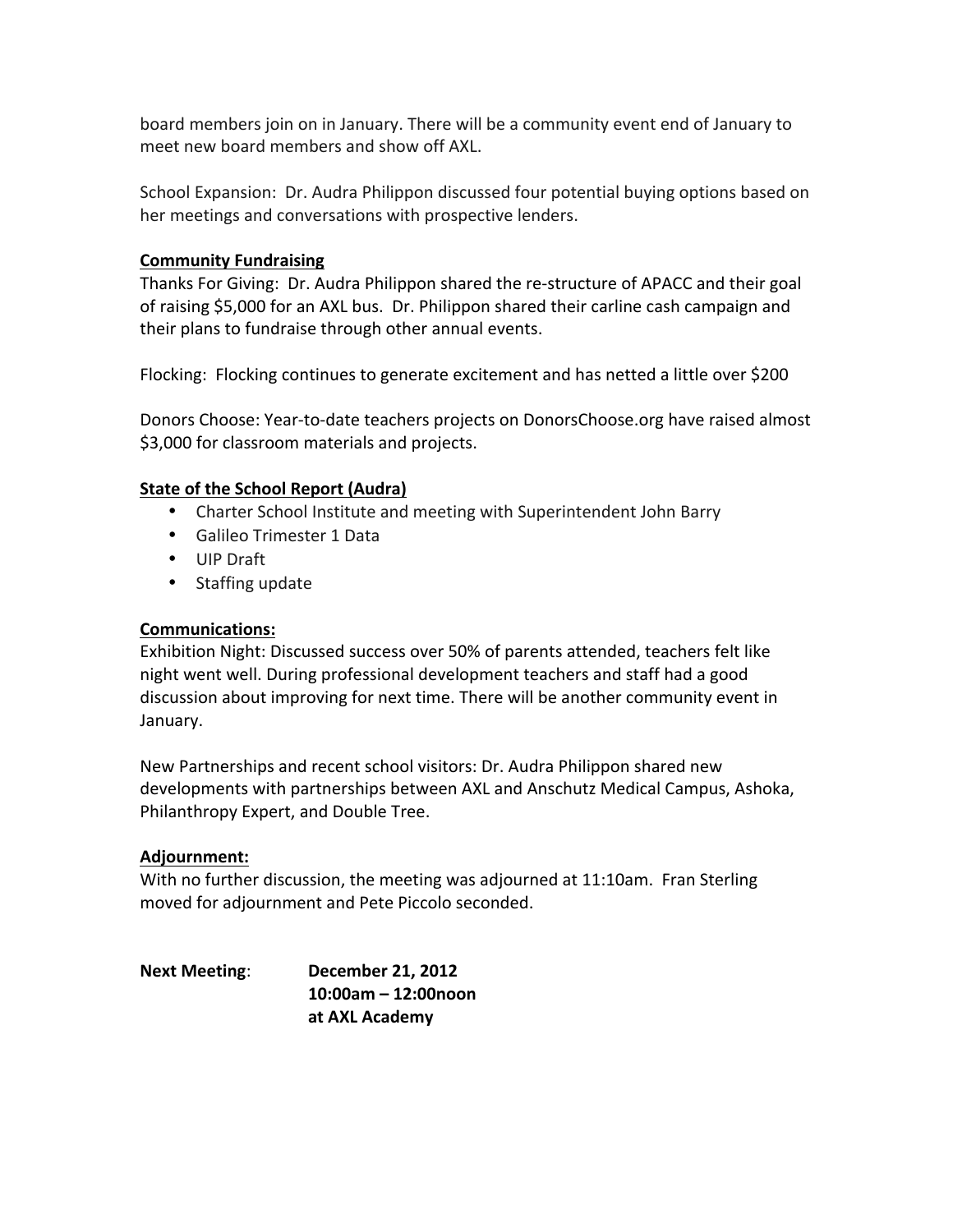board members join on in January. There will be a community event end of January to meet new board members and show off AXL.

School Expansion: Dr. Audra Philippon discussed four potential buying options based on her meetings and conversations with prospective lenders.

**Community Fundraising**

Thanks For Giving: Dr. Audra Philippon shared the re-structure of APACC and their goal of raising $5,000 for an AXL bus. Dr. Philippon shared their carline cash campaign and their plans to fundraise through other annual events.

Flocking: Flocking continues to generate excitement and has netted a little over $200

Donors Choose: Year-to-date teachers projects on DonorsChoose.org have raised almost $3,000 for classroom materials and projects.

**State of the School Report (Audra)**

- Charter School Institute and meeting with Superintendent John Barry
- Galileo Trimester 1 Data
- UIP Draft
- Staffing update

**Communications:**

Exhibition Night: Discussed success over 50% of parents attended, teachers felt like night went well. During professional development teachers and staff had a good discussion about improving for next time. There will be another community event in January.

New Partnerships and recent school visitors: Dr. Audra Philippon shared new developments with partnerships between AXL and Anschutz Medical Campus, Ashoka, Philanthropy Expert, and Double Tree.

**Adjournment:**

With no further discussion, the meeting was adjourned at 11:10am. Fran Sterling moved for adjournment and Pete Piccolo seconded.

**Next Meeting**: **December 21, 2012**
**10:00am – 12:00noon**
**at AXL Academy**